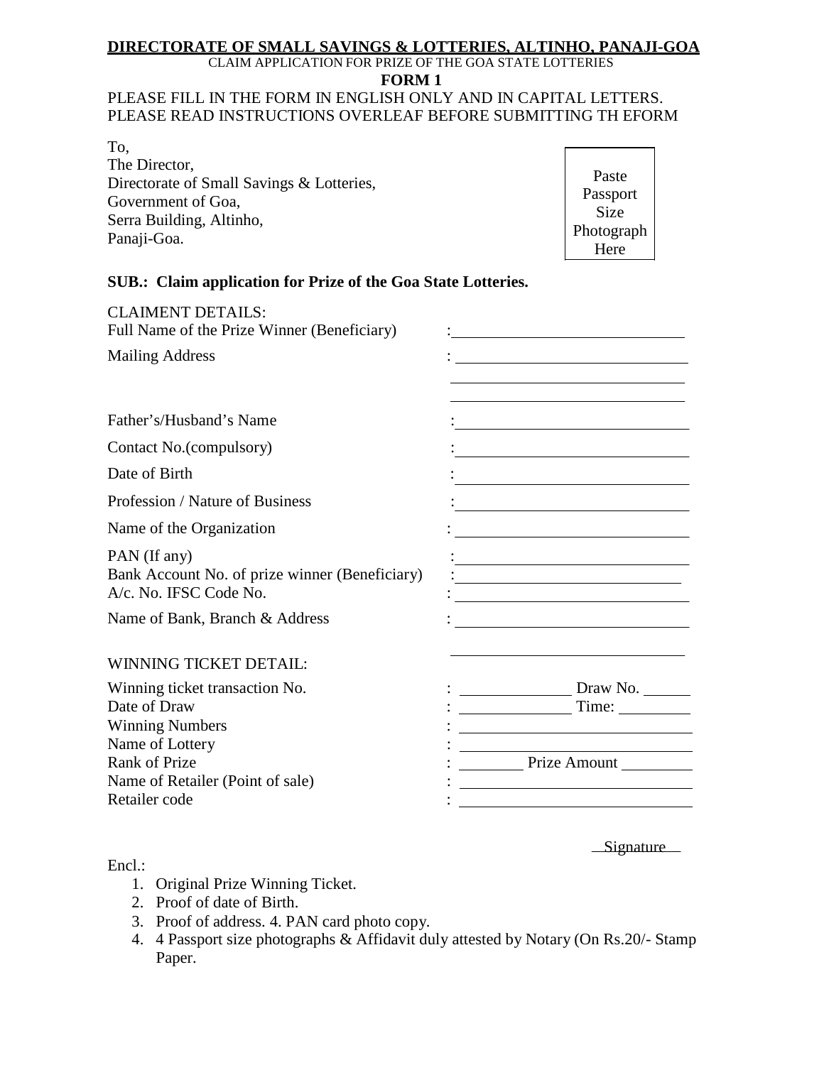**DIRECTORATE OF SMALL SAVINGS & LOTTERIES, ALTINHO, PANAJI-GOA**

CLAIM APPLICATION FOR PRIZE OF THE GOA STATE LOTTERIES

**FORM 1**

PLEASE FILL IN THE FORM IN ENGLISH ONLY AND IN CAPITAL LETTERS.
PLEASE READ INSTRUCTIONS OVERLEAF BEFORE SUBMITTING TH EFORM

To,
The Director,
Directorate of Small Savings & Lotteries,
Government of Goa,
Serra Building, Altinho,
Panaji-Goa.

Paste Passport Size Photograph Here

**SUB.: Claim application for Prize of the Goa State Lotteries.**

CLAIMENT DETAILS:

Full Name of the Prize Winner (Beneficiary) : ____________________

Mailing Address : ____________________

____________________

____________________

Father's/Husband's Name : ____________________

Contact No.(compulsory) : ____________________

Date of Birth : ____________________

Profession / Nature of Business : ____________________

Name of the Organization : ____________________

PAN (If any) : ____________________

Bank Account No. of prize winner (Beneficiary) : ____________________

A/c. No. IFSC Code No. : ____________________

Name of Bank, Branch & Address : ____________________

____________________

WINNING TICKET DETAIL:

Winning ticket transaction No. : __________ Draw No. ______

Date of Draw : __________ Time: ______

Winning Numbers : ____________________

Name of Lottery : ____________________

Rank of Prize : ______ Prize Amount ______

Name of Retailer (Point of sale) : ____________________

Retailer code : ____________________

Signature

Encl.:

1. Original Prize Winning Ticket.
2. Proof of date of Birth.
3. Proof of address. 4. PAN card photo copy.
4. 4 Passport size photographs & Affidavit duly attested by Notary (On Rs.20/- Stamp Paper.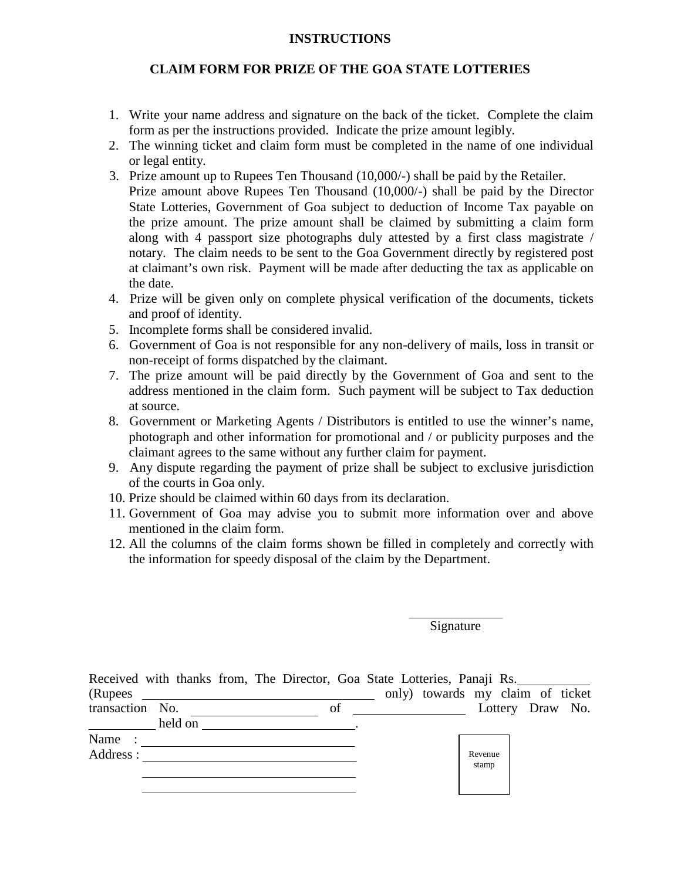**INSTRUCTIONS**

**CLAIM FORM FOR PRIZE OF THE GOA STATE LOTTERIES**

1. Write your name address and signature on the back of the ticket. Complete the claim form as per the instructions provided. Indicate the prize amount legibly.
2. The winning ticket and claim form must be completed in the name of one individual or legal entity.
3. Prize amount up to Rupees Ten Thousand (10,000/-) shall be paid by the Retailer. Prize amount above Rupees Ten Thousand (10,000/-) shall be paid by the Director State Lotteries, Government of Goa subject to deduction of Income Tax payable on the prize amount. The prize amount shall be claimed by submitting a claim form along with 4 passport size photographs duly attested by a first class magistrate / notary. The claim needs to be sent to the Goa Government directly by registered post at claimant's own risk. Payment will be made after deducting the tax as applicable on the date.
4. Prize will be given only on complete physical verification of the documents, tickets and proof of identity.
5. Incomplete forms shall be considered invalid.
6. Government of Goa is not responsible for any non-delivery of mails, loss in transit or non-receipt of forms dispatched by the claimant.
7. The prize amount will be paid directly by the Government of Goa and sent to the address mentioned in the claim form. Such payment will be subject to Tax deduction at source.
8. Government or Marketing Agents / Distributors is entitled to use the winner's name, photograph and other information for promotional and / or publicity purposes and the claimant agrees to the same without any further claim for payment.
9. Any dispute regarding the payment of prize shall be subject to exclusive jurisdiction of the courts in Goa only.
10. Prize should be claimed within 60 days from its declaration.
11. Government of Goa may advise you to submit more information over and above mentioned in the claim form.
12. All the columns of the claim forms shown be filled in completely and correctly with the information for speedy disposal of the claim by the Department.

\_\_\_\_\_\_\_\_\_\_\_\_\_\_\_

Signature

Received with thanks from, The Director, Goa State Lotteries, Panaji Rs.\_\_\_\_\_\_\_\_\_\_ (Rupees \_\_\_\_\_\_\_\_\_\_\_\_\_\_\_\_\_\_\_\_\_\_\_\_\_\_\_\_\_\_ only) towards my claim of ticket transaction No. \_\_\_\_\_\_\_\_\_\_\_\_\_\_\_ of \_\_\_\_\_\_\_\_\_\_\_\_\_\_ Lottery Draw No. \_\_\_\_\_\_\_\_\_ held on \_\_\_\_\_\_\_\_\_\_\_\_\_\_\_\_\_\_\_.

Name : \_\_\_\_\_\_\_\_\_\_\_\_\_\_\_\_\_\_\_\_\_\_\_\_\_\_\_\_

Address : \_\_\_\_\_\_\_\_\_\_\_\_\_\_\_\_\_\_\_\_\_\_\_\_\_\_\_\_

\_\_\_\_\_\_\_\_\_\_\_\_\_\_\_\_\_\_\_\_\_\_\_\_\_\_\_\_

\_\_\_\_\_\_\_\_\_\_\_\_\_\_\_\_\_\_\_\_\_\_\_\_\_\_\_\_

Revenue stamp